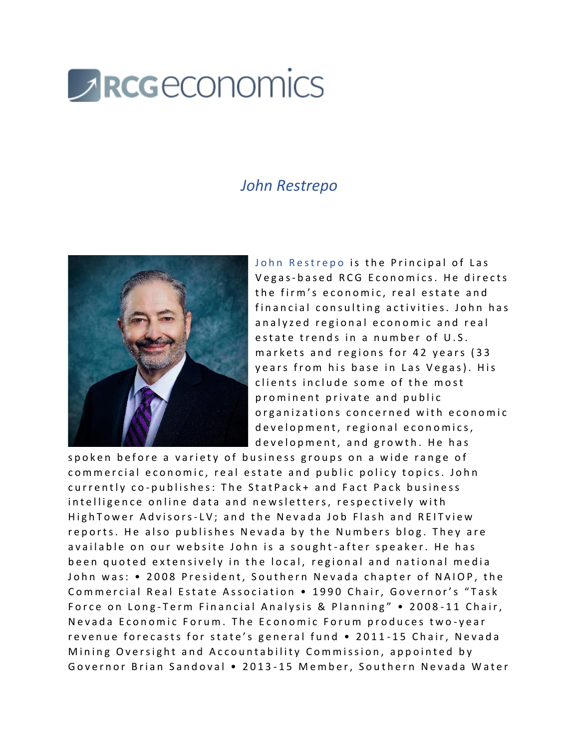RCGeconomics

# *John Restrepo*

John Restrepo is the Principal of Las Vegas-based RCG Economics. He directs the firm's economic, real estate and financial consulting activities. John has analyzed regional economic and real estate trends in a number of U.S. markets and regions for 42 years (33 years from his base in Las Vegas). His clients include some of the most prominent private and public organizations concerned with economic development, regional economics, development, and growth. He has spoken before a variety of business groups on a wide range of commercial economic, real estate and public policy topics. John currently co-publishes: The StatPack+ and Fact Pack business intelligence online data and newsletters, respectively with HighTower Advisors-LV; and the Nevada Job Flash and REITview reports. He also publishes Nevada by the Numbers blog. They are available on our website John is a sought-after speaker. He has been quoted extensively in the local, regional and national media John was: • 2008 President, Southern Nevada chapter of NAIOP, the Commercial Real Estate Association • 1990 Chair, Governor's "Task Force on Long-Term Financial Analysis & Planning" • 2008-11 Chair, Nevada Economic Forum. The Economic Forum produces two-year revenue forecasts for state's general fund • 2011-15 Chair, Nevada Mining Oversight and Accountability Commission, appointed by Governor Brian Sandoval • 2013-15 Member, Southern Nevada Water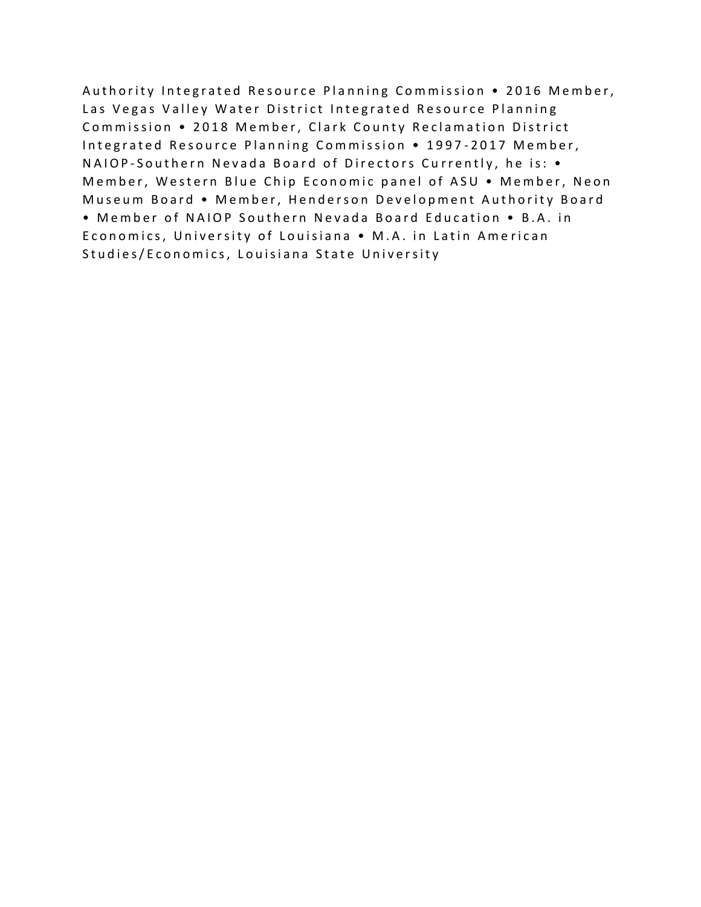Authority Integrated Resource Planning Commission • 2016 Member, Las Vegas Valley Water District Integrated Resource Planning Commission • 2018 Member, Clark County Reclamation District Integrated Resource Planning Commission • 1997-2017 Member, NAIOP-Southern Nevada Board of Directors Currently, he is: • Member, Western Blue Chip Economic panel of ASU • Member, Neon Museum Board • Member, Henderson Development Authority Board • Member of NAIOP Southern Nevada Board Education • B.A. in Economics, University of Louisiana • M.A. in Latin American Studies/Economics, Louisiana State University